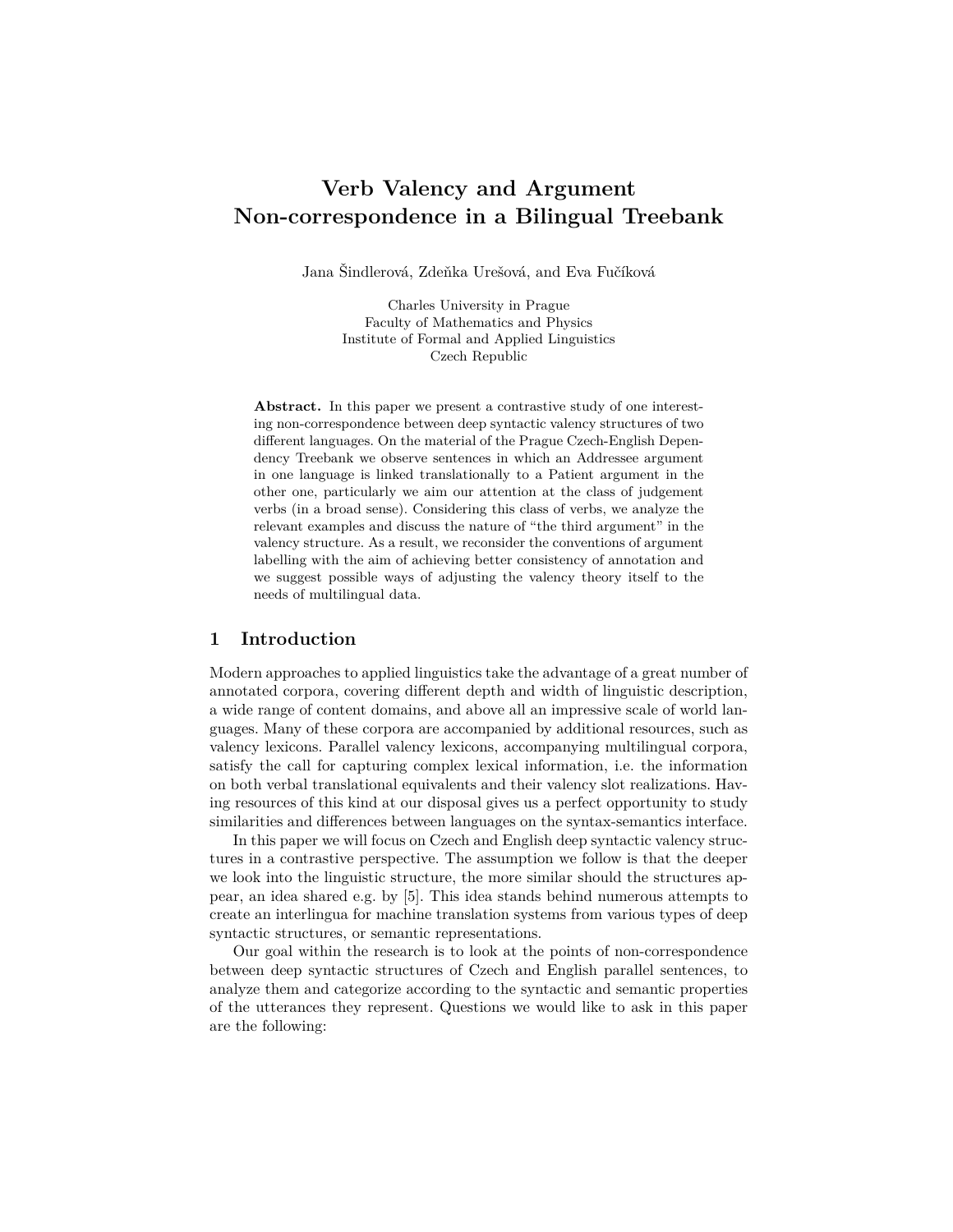# Verb Valency and Argument Non-correspondence in a Bilingual Treebank

Jana Šindlerová, Zdeňka Urešová, and Eva Fučíková

Charles University in Prague
Faculty of Mathematics and Physics
Institute of Formal and Applied Linguistics
Czech Republic

**Abstract.** In this paper we present a contrastive study of one interesting non-correspondence between deep syntactic valency structures of two different languages. On the material of the Prague Czech-English Dependency Treebank we observe sentences in which an Addressee argument in one language is linked translationally to a Patient argument in the other one, particularly we aim our attention at the class of judgement verbs (in a broad sense). Considering this class of verbs, we analyze the relevant examples and discuss the nature of "the third argument" in the valency structure. As a result, we reconsider the conventions of argument labelling with the aim of achieving better consistency of annotation and we suggest possible ways of adjusting the valency theory itself to the needs of multilingual data.

## 1 Introduction

Modern approaches to applied linguistics take the advantage of a great number of annotated corpora, covering different depth and width of linguistic description, a wide range of content domains, and above all an impressive scale of world languages. Many of these corpora are accompanied by additional resources, such as valency lexicons. Parallel valency lexicons, accompanying multilingual corpora, satisfy the call for capturing complex lexical information, i.e. the information on both verbal translational equivalents and their valency slot realizations. Having resources of this kind at our disposal gives us a perfect opportunity to study similarities and differences between languages on the syntax-semantics interface.

In this paper we will focus on Czech and English deep syntactic valency structures in a contrastive perspective. The assumption we follow is that the deeper we look into the linguistic structure, the more similar should the structures appear, an idea shared e.g. by [5]. This idea stands behind numerous attempts to create an interlingua for machine translation systems from various types of deep syntactic structures, or semantic representations.

Our goal within the research is to look at the points of non-correspondence between deep syntactic structures of Czech and English parallel sentences, to analyze them and categorize according to the syntactic and semantic properties of the utterances they represent. Questions we would like to ask in this paper are the following: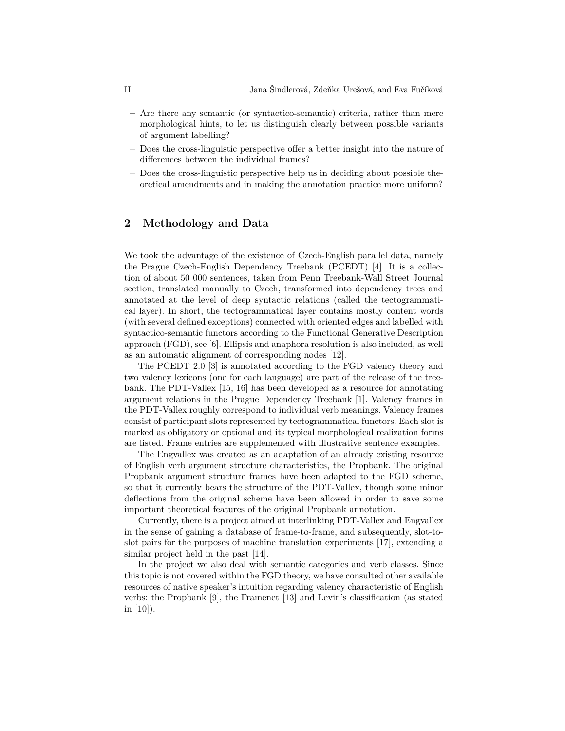- Are there any semantic (or syntactico-semantic) criteria, rather than mere morphological hints, to let us distinguish clearly between possible variants of argument labelling?
- Does the cross-linguistic perspective offer a better insight into the nature of differences between the individual frames?
- Does the cross-linguistic perspective help us in deciding about possible theoretical amendments and in making the annotation practice more uniform?

## 2 Methodology and Data

We took the advantage of the existence of Czech-English parallel data, namely the Prague Czech-English Dependency Treebank (PCEDT) [4]. It is a collection of about 50 000 sentences, taken from Penn Treebank-Wall Street Journal section, translated manually to Czech, transformed into dependency trees and annotated at the level of deep syntactic relations (called the tectogrammatical layer). In short, the tectogrammatical layer contains mostly content words (with several defined exceptions) connected with oriented edges and labelled with syntactico-semantic functors according to the Functional Generative Description approach (FGD), see [6]. Ellipsis and anaphora resolution is also included, as well as an automatic alignment of corresponding nodes [12].

The PCEDT 2.0 [3] is annotated according to the FGD valency theory and two valency lexicons (one for each language) are part of the release of the treebank. The PDT-Vallex [15, 16] has been developed as a resource for annotating argument relations in the Prague Dependency Treebank [1]. Valency frames in the PDT-Vallex roughly correspond to individual verb meanings. Valency frames consist of participant slots represented by tectogrammatical functors. Each slot is marked as obligatory or optional and its typical morphological realization forms are listed. Frame entries are supplemented with illustrative sentence examples.

The Engvallex was created as an adaptation of an already existing resource of English verb argument structure characteristics, the Propbank. The original Propbank argument structure frames have been adapted to the FGD scheme, so that it currently bears the structure of the PDT-Vallex, though some minor deflections from the original scheme have been allowed in order to save some important theoretical features of the original Propbank annotation.

Currently, there is a project aimed at interlinking PDT-Vallex and Engvallex in the sense of gaining a database of frame-to-frame, and subsequently, slot-to-slot pairs for the purposes of machine translation experiments [17], extending a similar project held in the past [14].

In the project we also deal with semantic categories and verb classes. Since this topic is not covered within the FGD theory, we have consulted other available resources of native speaker's intuition regarding valency characteristic of English verbs: the Propbank [9], the Framenet [13] and Levin's classification (as stated in [10]).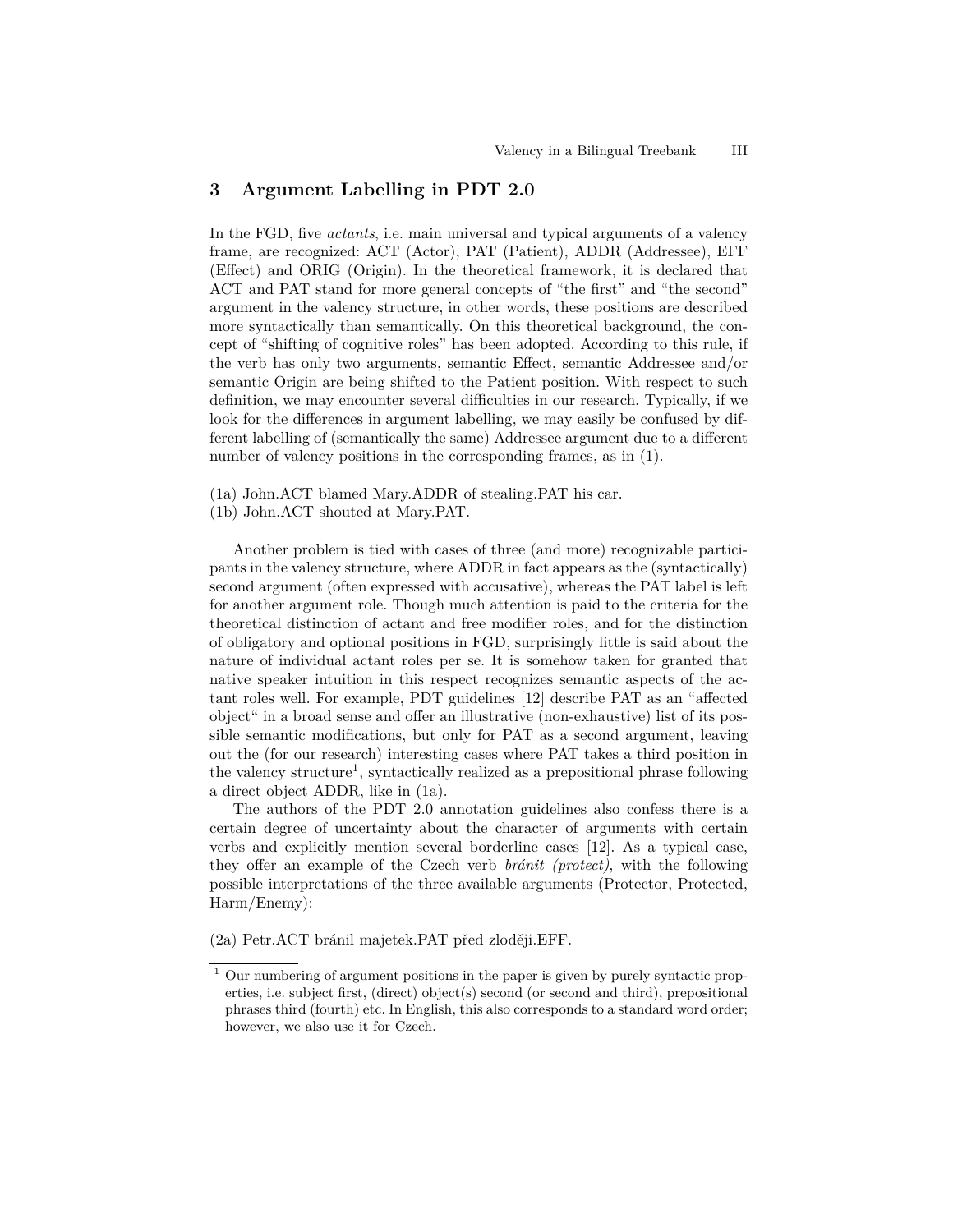## 3 Argument Labelling in PDT 2.0

In the FGD, five *actants*, i.e. main universal and typical arguments of a valency frame, are recognized: ACT (Actor), PAT (Patient), ADDR (Addressee), EFF (Effect) and ORIG (Origin). In the theoretical framework, it is declared that ACT and PAT stand for more general concepts of "the first" and "the second" argument in the valency structure, in other words, these positions are described more syntactically than semantically. On this theoretical background, the concept of "shifting of cognitive roles" has been adopted. According to this rule, if the verb has only two arguments, semantic Effect, semantic Addressee and/or semantic Origin are being shifted to the Patient position. With respect to such definition, we may encounter several difficulties in our research. Typically, if we look for the differences in argument labelling, we may easily be confused by different labelling of (semantically the same) Addressee argument due to a different number of valency positions in the corresponding frames, as in (1).

(1a) John.ACT blamed Mary.ADDR of stealing.PAT his car.
(1b) John.ACT shouted at Mary.PAT.

Another problem is tied with cases of three (and more) recognizable participants in the valency structure, where ADDR in fact appears as the (syntactically) second argument (often expressed with accusative), whereas the PAT label is left for another argument role. Though much attention is paid to the criteria for the theoretical distinction of actant and free modifier roles, and for the distinction of obligatory and optional positions in FGD, surprisingly little is said about the nature of individual actant roles per se. It is somehow taken for granted that native speaker intuition in this respect recognizes semantic aspects of the actant roles well. For example, PDT guidelines [12] describe PAT as an "affected object" in a broad sense and offer an illustrative (non-exhaustive) list of its possible semantic modifications, but only for PAT as a second argument, leaving out the (for our research) interesting cases where PAT takes a third position in the valency structure[1], syntactically realized as a prepositional phrase following a direct object ADDR, like in (1a).

The authors of the PDT 2.0 annotation guidelines also confess there is a certain degree of uncertainty about the character of arguments with certain verbs and explicitly mention several borderline cases [12]. As a typical case, they offer an example of the Czech verb *bránit (protect)*, with the following possible interpretations of the three available arguments (Protector, Protected, Harm/Enemy):

(2a) Petr.ACT bránil majetek.PAT před zloději.EFF.

[1] Our numbering of argument positions in the paper is given by purely syntactic properties, i.e. subject first, (direct) object(s) second (or second and third), prepositional phrases third (fourth) etc. In English, this also corresponds to a standard word order; however, we also use it for Czech.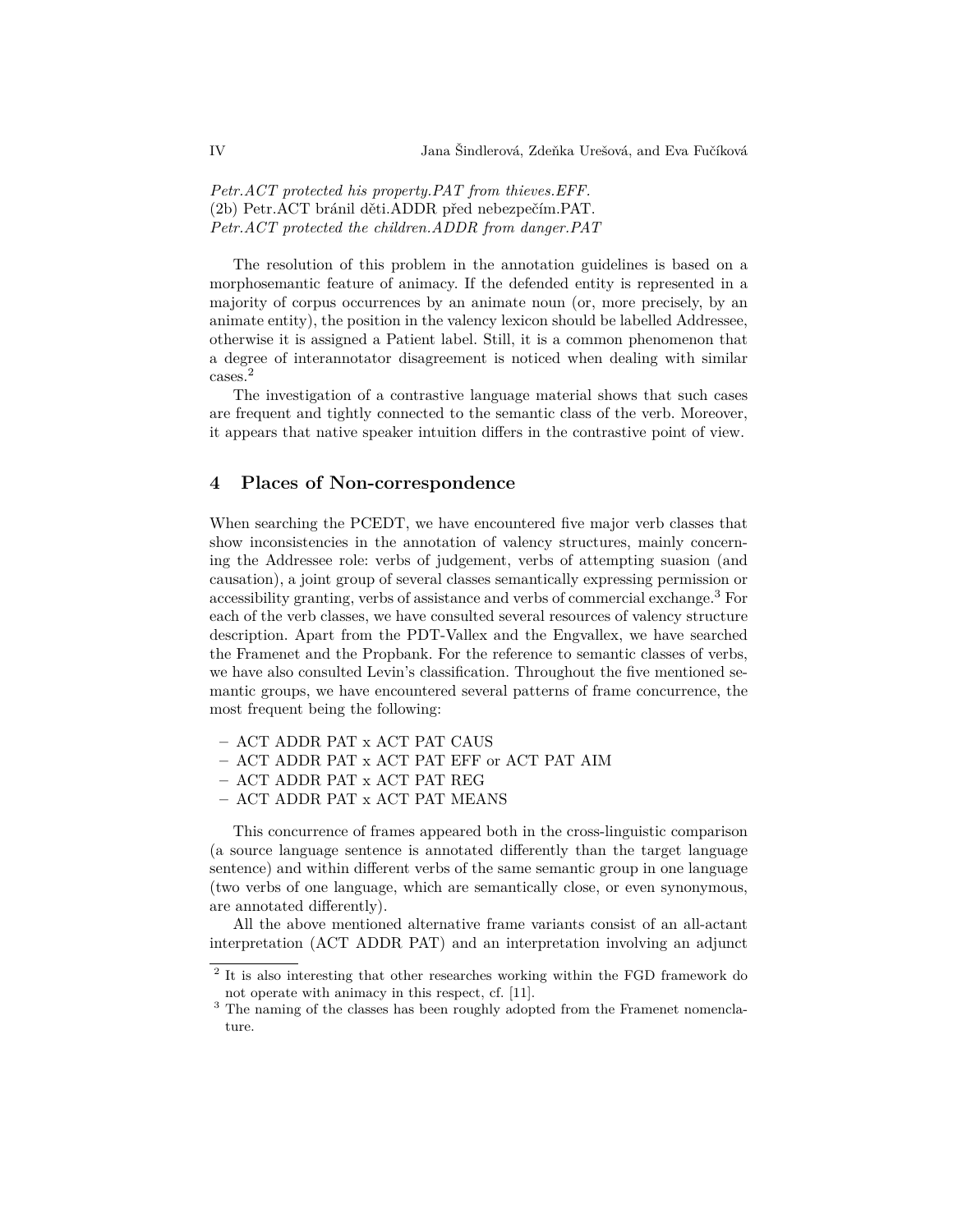*Petr.ACT protected his property.PAT from thieves.EFF.*
(2b) Petr.ACT bránil děti.ADDR před nebezpečím.PAT.
*Petr.ACT protected the children.ADDR from danger.PAT*

The resolution of this problem in the annotation guidelines is based on a morphosemantic feature of animacy. If the defended entity is represented in a majority of corpus occurrences by an animate noun (or, more precisely, by an animate entity), the position in the valency lexicon should be labelled Addressee, otherwise it is assigned a Patient label. Still, it is a common phenomenon that a degree of interannotator disagreement is noticed when dealing with similar cases.[2]

The investigation of a contrastive language material shows that such cases are frequent and tightly connected to the semantic class of the verb. Moreover, it appears that native speaker intuition differs in the contrastive point of view.

## 4 Places of Non-correspondence

When searching the PCEDT, we have encountered five major verb classes that show inconsistencies in the annotation of valency structures, mainly concerning the Addressee role: verbs of judgement, verbs of attempting suasion (and causation), a joint group of several classes semantically expressing permission or accessibility granting, verbs of assistance and verbs of commercial exchange.[3] For each of the verb classes, we have consulted several resources of valency structure description. Apart from the PDT-Vallex and the Engvallex, we have searched the Framenet and the Propbank. For the reference to semantic classes of verbs, we have also consulted Levin's classification. Throughout the five mentioned semantic groups, we have encountered several patterns of frame concurrence, the most frequent being the following:

- ACT ADDR PAT x ACT PAT CAUS
- ACT ADDR PAT x ACT PAT EFF or ACT PAT AIM
- ACT ADDR PAT x ACT PAT REG
- ACT ADDR PAT x ACT PAT MEANS

This concurrence of frames appeared both in the cross-linguistic comparison (a source language sentence is annotated differently than the target language sentence) and within different verbs of the same semantic group in one language (two verbs of one language, which are semantically close, or even synonymous, are annotated differently).

All the above mentioned alternative frame variants consist of an all-actant interpretation (ACT ADDR PAT) and an interpretation involving an adjunct

[2] It is also interesting that other researches working within the FGD framework do not operate with animacy in this respect, cf. [11].

[3] The naming of the classes has been roughly adopted from the Framenet nomenclature.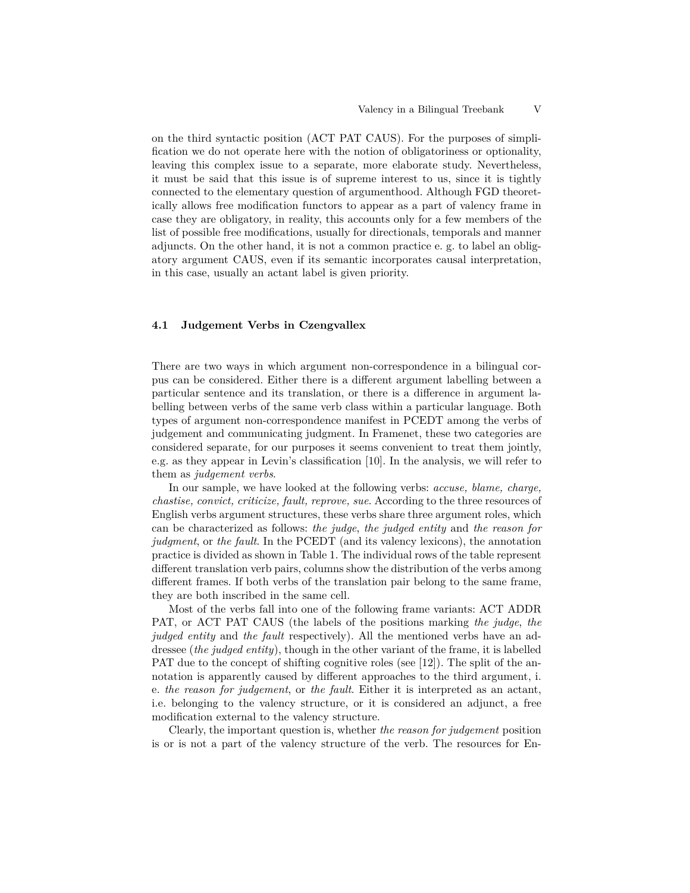on the third syntactic position (ACT PAT CAUS). For the purposes of simplification we do not operate here with the notion of obligatoriness or optionality, leaving this complex issue to a separate, more elaborate study. Nevertheless, it must be said that this issue is of supreme interest to us, since it is tightly connected to the elementary question of argumenthood. Although FGD theoretically allows free modification functors to appear as a part of valency frame in case they are obligatory, in reality, this accounts only for a few members of the list of possible free modifications, usually for directionals, temporals and manner adjuncts. On the other hand, it is not a common practice e. g. to label an obligatory argument CAUS, even if its semantic incorporates causal interpretation, in this case, usually an actant label is given priority.

### 4.1 Judgement Verbs in Czengvallex

There are two ways in which argument non-correspondence in a bilingual corpus can be considered. Either there is a different argument labelling between a particular sentence and its translation, or there is a difference in argument labelling between verbs of the same verb class within a particular language. Both types of argument non-correspondence manifest in PCEDT among the verbs of judgement and communicating judgment. In Framenet, these two categories are considered separate, for our purposes it seems convenient to treat them jointly, e.g. as they appear in Levin's classification [10]. In the analysis, we will refer to them as *judgement verbs*.

In our sample, we have looked at the following verbs: *accuse, blame, charge, chastise, convict, criticize, fault, reprove, sue*. According to the three resources of English verbs argument structures, these verbs share three argument roles, which can be characterized as follows: *the judge*, *the judged entity* and *the reason for judgment*, or *the fault*. In the PCEDT (and its valency lexicons), the annotation practice is divided as shown in Table 1. The individual rows of the table represent different translation verb pairs, columns show the distribution of the verbs among different frames. If both verbs of the translation pair belong to the same frame, they are both inscribed in the same cell.

Most of the verbs fall into one of the following frame variants: ACT ADDR PAT, or ACT PAT CAUS (the labels of the positions marking *the judge*, *the judged entity* and *the fault* respectively). All the mentioned verbs have an addressee (*the judged entity*), though in the other variant of the frame, it is labelled PAT due to the concept of shifting cognitive roles (see [12]). The split of the annotation is apparently caused by different approaches to the third argument, i. e. *the reason for judgement*, or *the fault*. Either it is interpreted as an actant, i.e. belonging to the valency structure, or it is considered an adjunct, a free modification external to the valency structure.

Clearly, the important question is, whether *the reason for judgement* position is or is not a part of the valency structure of the verb. The resources for En-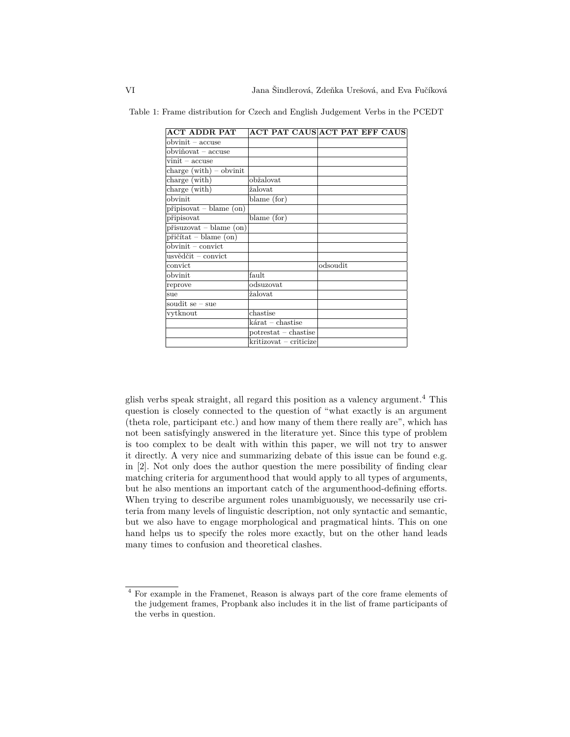Table 1: Frame distribution for Czech and English Judgement Verbs in the PCEDT

| **ACT ADDR PAT** | **ACT PAT CAUS** | **ACT PAT EFF CAUS** |
|---|---|---|
| obvinit – accuse | | |
| obviňovat – accuse | | |
| vinit – accuse | | |
| charge (with) – obvinit | | |
| charge (with) | obžalovat | |
| charge (with) | žalovat | |
| obvinit | blame (for) | |
| připisovat – blame (on) | | |
| připisovat | blame (for) | |
| přisuzovat – blame (on) | | |
| přičítat – blame (on) | | |
| obvinit – convict | | |
| usvědčit – convict | | |
| convict | | odsoudit |
| obvinit | fault | |
| reprove | odsuzovat | |
| sue | žalovat | |
| soudit se – sue | | |
| vytknout | chastise | |
| | kárat – chastise | |
| | potrestat – chastise | |
| | kritizovat – criticize | |

glish verbs speak straight, all regard this position as a valency argument.[4] This question is closely connected to the question of "what exactly is an argument (theta role, participant etc.) and how many of them there really are", which has not been satisfyingly answered in the literature yet. Since this type of problem is too complex to be dealt with within this paper, we will not try to answer it directly. A very nice and summarizing debate of this issue can be found e.g. in [2]. Not only does the author question the mere possibility of finding clear matching criteria for argumenthood that would apply to all types of arguments, but he also mentions an important catch of the argumenthood-defining efforts. When trying to describe argument roles unambiguously, we necessarily use criteria from many levels of linguistic description, not only syntactic and semantic, but we also have to engage morphological and pragmatical hints. This on one hand helps us to specify the roles more exactly, but on the other hand leads many times to confusion and theoretical clashes.

[4] For example in the Framenet, Reason is always part of the core frame elements of the judgement frames, Propbank also includes it in the list of frame participants of the verbs in question.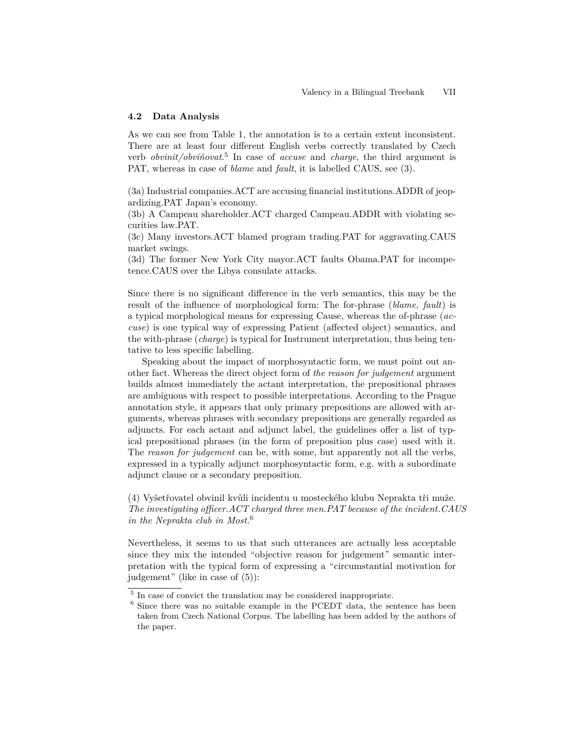### 4.2 Data Analysis

As we can see from Table 1, the annotation is to a certain extent inconsistent. There are at least four different English verbs correctly translated by Czech verb *obvinit/obviňovat*.[5] In case of *accuse* and *charge*, the third argument is PAT, whereas in case of *blame* and *fault*, it is labelled CAUS, see (3).

(3a) Industrial companies.ACT are accusing financial institutions.ADDR of jeopardizing.PAT Japan's economy.
(3b) A Campeau shareholder.ACT charged Campeau.ADDR with violating securities law.PAT.
(3c) Many investors.ACT blamed program trading.PAT for aggravating.CAUS market swings.
(3d) The former New York City mayor.ACT faults Obama.PAT for incompetence.CAUS over the Libya consulate attacks.

Since there is no significant difference in the verb semantics, this may be the result of the influence of morphological form: The for-phrase (*blame, fault*) is a typical morphological means for expressing Cause, whereas the of-phrase (*accuse*) is one typical way of expressing Patient (affected object) semantics, and the with-phrase (*charge*) is typical for Instrument interpretation, thus being tentative to less specific labelling.

Speaking about the impact of morphosyntactic form, we must point out another fact. Whereas the direct object form of *the reason for judgement* argument builds almost immediately the actant interpretation, the prepositional phrases are ambiguous with respect to possible interpretations. According to the Prague annotation style, it appears that only primary prepositions are allowed with arguments, whereas phrases with secondary prepositions are generally regarded as adjuncts. For each actant and adjunct label, the guidelines offer a list of typical prepositional phrases (in the form of preposition plus case) used with it. The *reason for judgement* can be, with some, but apparently not all the verbs, expressed in a typically adjunct morphosyntactic form, e.g. with a subordinate adjunct clause or a secondary preposition.

(4) Vyšetřovatel obvinil kvůli incidentu u mosteckého klubu Neprakta tři muže.
*The investigating officer.ACT charged three men.PAT because of the incident.CAUS in the Neprakta club in Most.*[6]

Nevertheless, it seems to us that such utterances are actually less acceptable since they mix the intended "objective reason for judgement" semantic interpretation with the typical form of expressing a "circumstantial motivation for judgement" (like in case of (5)):

---

[5] In case of convict the translation may be considered inappropriate.

[6] Since there was no suitable example in the PCEDT data, the sentence has been taken from Czech National Corpus. The labelling has been added by the authors of the paper.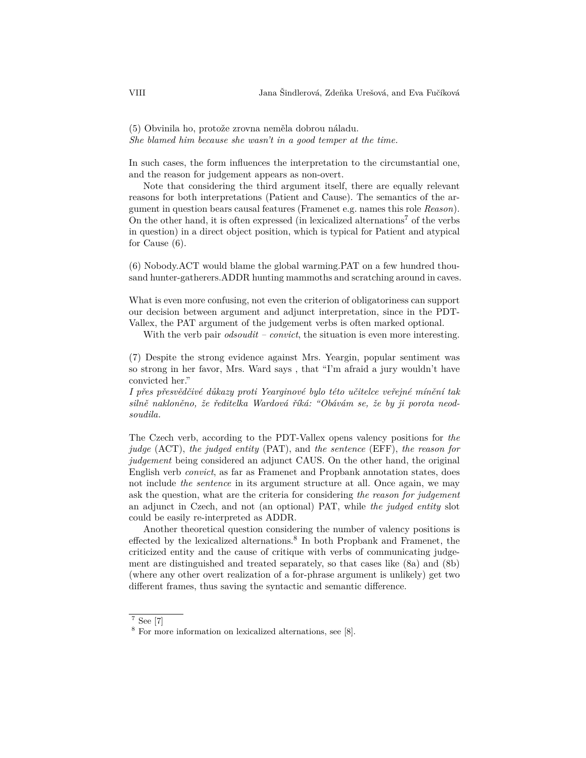(5) Obvinila ho, protože zrovna neměla dobrou náladu.
*She blamed him because she wasn't in a good temper at the time.*

In such cases, the form influences the interpretation to the circumstantial one, and the reason for judgement appears as non-overt.

Note that considering the third argument itself, there are equally relevant reasons for both interpretations (Patient and Cause). The semantics of the argument in question bears causal features (Framenet e.g. names this role *Reason*). On the other hand, it is often expressed (in lexicalized alternations[7] of the verbs in question) in a direct object position, which is typical for Patient and atypical for Cause (6).

(6) Nobody.ACT would blame the global warming.PAT on a few hundred thousand hunter-gatherers.ADDR hunting mammoths and scratching around in caves.

What is even more confusing, not even the criterion of obligatoriness can support our decision between argument and adjunct interpretation, since in the PDT-Vallex, the PAT argument of the judgement verbs is often marked optional.

With the verb pair *odsoudit – convict*, the situation is even more interesting.

(7) Despite the strong evidence against Mrs. Yeargin, popular sentiment was so strong in her favor, Mrs. Ward says , that "I'm afraid a jury wouldn't have convicted her."
*I přes přesvědčivé důkazy proti Yearginové bylo této učitelce veřejné mínění tak silně nakloněno, že ředitelka Wardová říká: "Obávám se, že by ji porota neodsoudila.*

The Czech verb, according to the PDT-Vallex opens valency positions for *the judge* (ACT), *the judged entity* (PAT), and *the sentence* (EFF), *the reason for judgement* being considered an adjunct CAUS. On the other hand, the original English verb *convict*, as far as Framenet and Propbank annotation states, does not include *the sentence* in its argument structure at all. Once again, we may ask the question, what are the criteria for considering *the reason for judgement* an adjunct in Czech, and not (an optional) PAT, while *the judged entity* slot could be easily re-interpreted as ADDR.

Another theoretical question considering the number of valency positions is effected by the lexicalized alternations.[8] In both Propbank and Framenet, the criticized entity and the cause of critique with verbs of communicating judgement are distinguished and treated separately, so that cases like (8a) and (8b) (where any other overt realization of a for-phrase argument is unlikely) get two different frames, thus saving the syntactic and semantic difference.

---

[7] See [7]

[8] For more information on lexicalized alternations, see [8].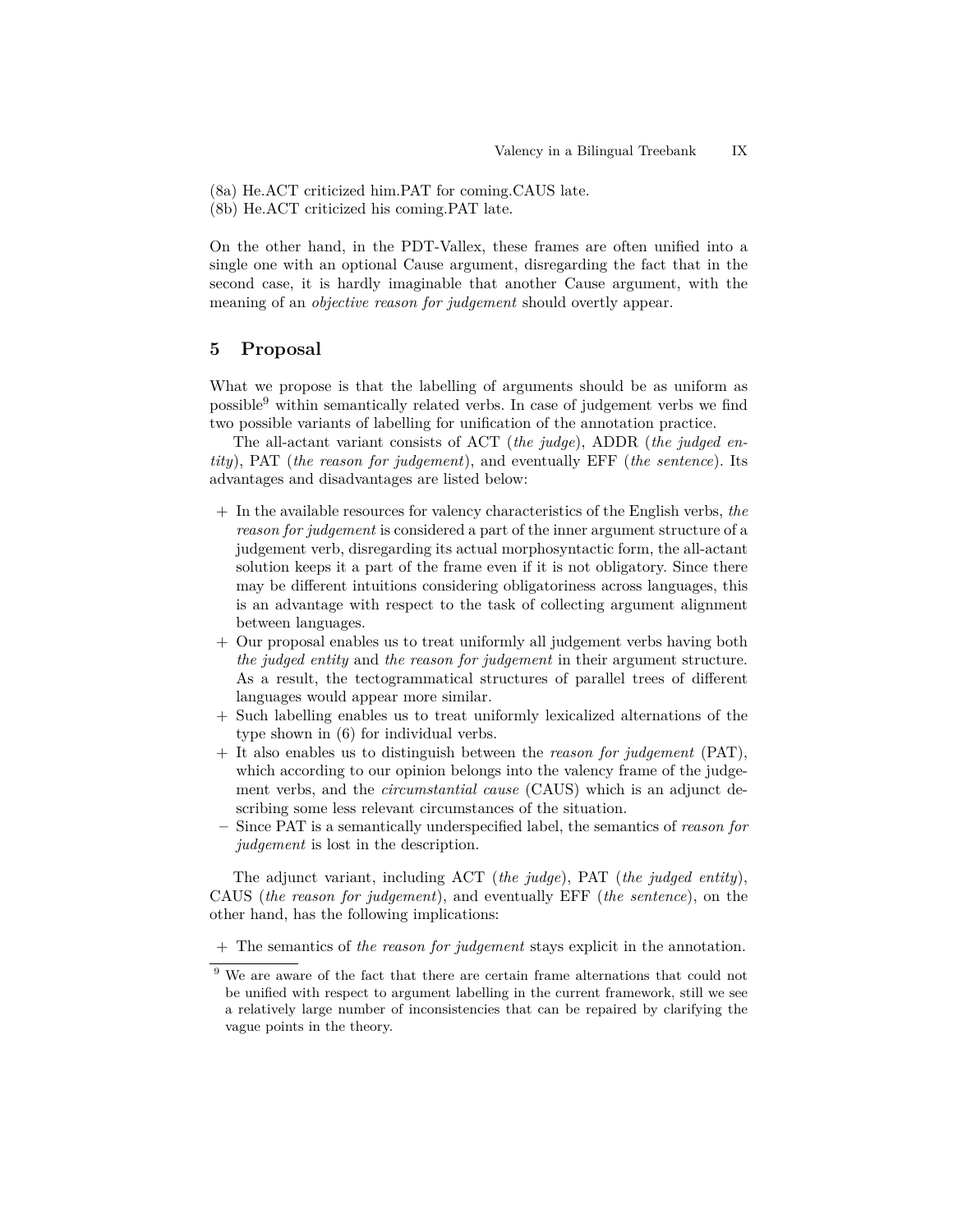(8a) He.ACT criticized him.PAT for coming.CAUS late.
(8b) He.ACT criticized his coming.PAT late.

On the other hand, in the PDT-Vallex, these frames are often unified into a single one with an optional Cause argument, disregarding the fact that in the second case, it is hardly imaginable that another Cause argument, with the meaning of an *objective reason for judgement* should overtly appear.

## 5 Proposal

What we propose is that the labelling of arguments should be as uniform as possible[9] within semantically related verbs. In case of judgement verbs we find two possible variants of labelling for unification of the annotation practice.

The all-actant variant consists of ACT (*the judge*), ADDR (*the judged entity*), PAT (*the reason for judgement*), and eventually EFF (*the sentence*). Its advantages and disadvantages are listed below:

+ In the available resources for valency characteristics of the English verbs, *the reason for judgement* is considered a part of the inner argument structure of a judgement verb, disregarding its actual morphosyntactic form, the all-actant solution keeps it a part of the frame even if it is not obligatory. Since there may be different intuitions considering obligatoriness across languages, this is an advantage with respect to the task of collecting argument alignment between languages.
+ Our proposal enables us to treat uniformly all judgement verbs having both *the judged entity* and *the reason for judgement* in their argument structure. As a result, the tectogrammatical structures of parallel trees of different languages would appear more similar.
+ Such labelling enables us to treat uniformly lexicalized alternations of the type shown in (6) for individual verbs.
+ It also enables us to distinguish between the *reason for judgement* (PAT), which according to our opinion belongs into the valency frame of the judgement verbs, and the *circumstantial cause* (CAUS) which is an adjunct describing some less relevant circumstances of the situation.
− Since PAT is a semantically underspecified label, the semantics of *reason for judgement* is lost in the description.

The adjunct variant, including ACT (*the judge*), PAT (*the judged entity*), CAUS (*the reason for judgement*), and eventually EFF (*the sentence*), on the other hand, has the following implications:

+ The semantics of *the reason for judgement* stays explicit in the annotation.

[9] We are aware of the fact that there are certain frame alternations that could not be unified with respect to argument labelling in the current framework, still we see a relatively large number of inconsistencies that can be repaired by clarifying the vague points in the theory.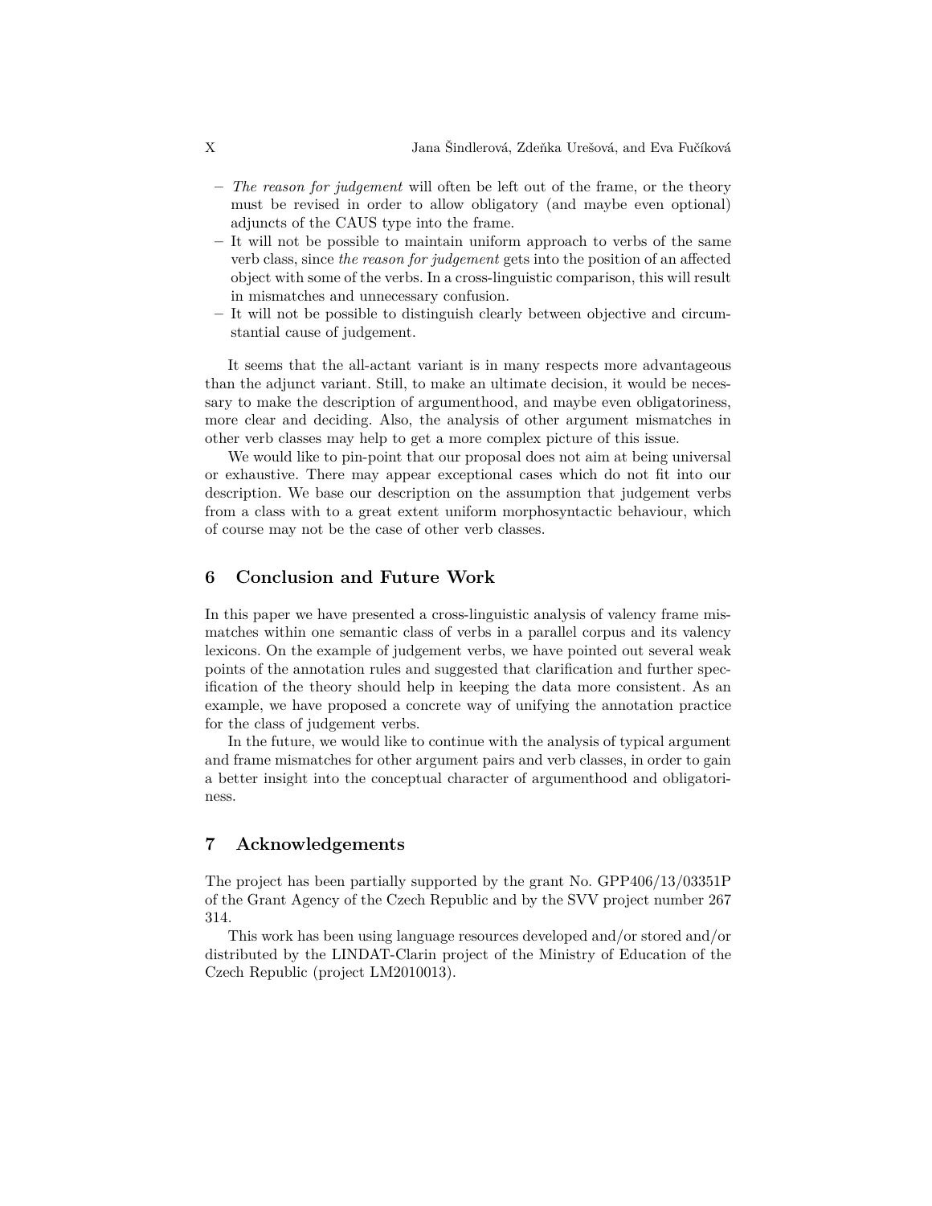- *The reason for judgement* will often be left out of the frame, or the theory must be revised in order to allow obligatory (and maybe even optional) adjuncts of the CAUS type into the frame.
- It will not be possible to maintain uniform approach to verbs of the same verb class, since *the reason for judgement* gets into the position of an affected object with some of the verbs. In a cross-linguistic comparison, this will result in mismatches and unnecessary confusion.
- It will not be possible to distinguish clearly between objective and circumstantial cause of judgement.

It seems that the all-actant variant is in many respects more advantageous than the adjunct variant. Still, to make an ultimate decision, it would be necessary to make the description of argumenthood, and maybe even obligatoriness, more clear and deciding. Also, the analysis of other argument mismatches in other verb classes may help to get a more complex picture of this issue.

We would like to pin-point that our proposal does not aim at being universal or exhaustive. There may appear exceptional cases which do not fit into our description. We base our description on the assumption that judgement verbs from a class with to a great extent uniform morphosyntactic behaviour, which of course may not be the case of other verb classes.

## 6 Conclusion and Future Work

In this paper we have presented a cross-linguistic analysis of valency frame mismatches within one semantic class of verbs in a parallel corpus and its valency lexicons. On the example of judgement verbs, we have pointed out several weak points of the annotation rules and suggested that clarification and further specification of the theory should help in keeping the data more consistent. As an example, we have proposed a concrete way of unifying the annotation practice for the class of judgement verbs.

In the future, we would like to continue with the analysis of typical argument and frame mismatches for other argument pairs and verb classes, in order to gain a better insight into the conceptual character of argumenthood and obligatoriness.

## 7 Acknowledgements

The project has been partially supported by the grant No. GPP406/13/03351P of the Grant Agency of the Czech Republic and by the SVV project number 267 314.

This work has been using language resources developed and/or stored and/or distributed by the LINDAT-Clarin project of the Ministry of Education of the Czech Republic (project LM2010013).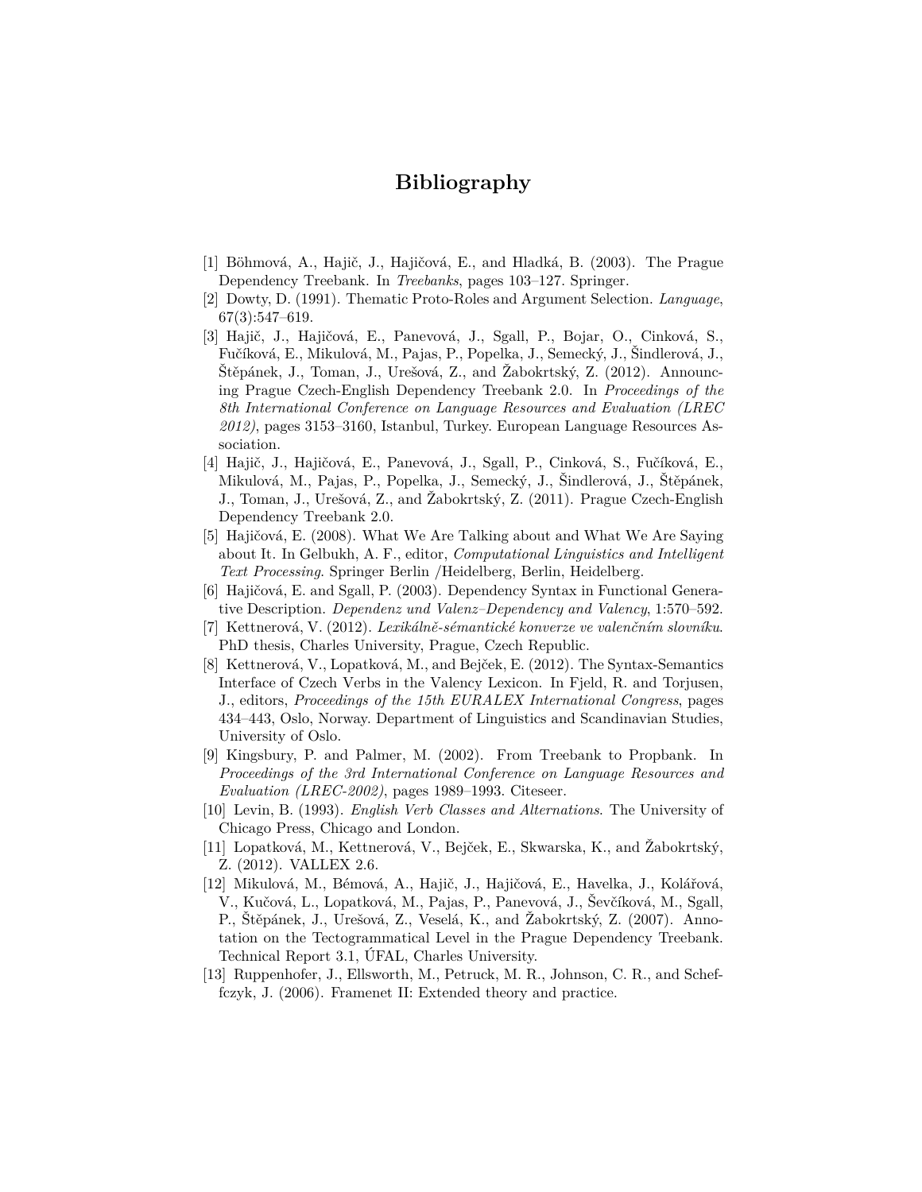# Bibliography

[1] Böhmová, A., Hajič, J., Hajičová, E., and Hladká, B. (2003). The Prague Dependency Treebank. In *Treebanks*, pages 103–127. Springer.

[2] Dowty, D. (1991). Thematic Proto-Roles and Argument Selection. *Language*, 67(3):547–619.

[3] Hajič, J., Hajičová, E., Panevová, J., Sgall, P., Bojar, O., Cinková, S., Fučíková, E., Mikulová, M., Pajas, P., Popelka, J., Semecký, J., Šindlerová, J., Štěpánek, J., Toman, J., Urešová, Z., and Žabokrtský, Z. (2012). Announcing Prague Czech-English Dependency Treebank 2.0. In *Proceedings of the 8th International Conference on Language Resources and Evaluation (LREC 2012)*, pages 3153–3160, Istanbul, Turkey. European Language Resources Association.

[4] Hajič, J., Hajičová, E., Panevová, J., Sgall, P., Cinková, S., Fučíková, E., Mikulová, M., Pajas, P., Popelka, J., Semecký, J., Šindlerová, J., Štěpánek, J., Toman, J., Urešová, Z., and Žabokrtský, Z. (2011). Prague Czech-English Dependency Treebank 2.0.

[5] Hajičová, E. (2008). What We Are Talking about and What We Are Saying about It. In Gelbukh, A. F., editor, *Computational Linguistics and Intelligent Text Processing*. Springer Berlin /Heidelberg, Berlin, Heidelberg.

[6] Hajičová, E. and Sgall, P. (2003). Dependency Syntax in Functional Generative Description. *Dependenz und Valenz–Dependency and Valency*, 1:570–592.

[7] Kettnerová, V. (2012). *Lexikálně-sémantické konverze ve valenčním slovníku*. PhD thesis, Charles University, Prague, Czech Republic.

[8] Kettnerová, V., Lopatková, M., and Bejček, E. (2012). The Syntax-Semantics Interface of Czech Verbs in the Valency Lexicon. In Fjeld, R. and Torjusen, J., editors, *Proceedings of the 15th EURALEX International Congress*, pages 434–443, Oslo, Norway. Department of Linguistics and Scandinavian Studies, University of Oslo.

[9] Kingsbury, P. and Palmer, M. (2002). From Treebank to Propbank. In *Proceedings of the 3rd International Conference on Language Resources and Evaluation (LREC-2002)*, pages 1989–1993. Citeseer.

[10] Levin, B. (1993). *English Verb Classes and Alternations*. The University of Chicago Press, Chicago and London.

[11] Lopatková, M., Kettnerová, V., Bejček, E., Skwarska, K., and Žabokrtský, Z. (2012). VALLEX 2.6.

[12] Mikulová, M., Bémová, A., Hajič, J., Hajičová, E., Havelka, J., Kolářová, V., Kučová, L., Lopatková, M., Pajas, P., Panevová, J., Ševčíková, M., Sgall, P., Štěpánek, J., Urešová, Z., Veselá, K., and Žabokrtský, Z. (2007). Annotation on the Tectogrammatical Level in the Prague Dependency Treebank. Technical Report 3.1, ÚFAL, Charles University.

[13] Ruppenhofer, J., Ellsworth, M., Petruck, M. R., Johnson, C. R., and Scheffczyk, J. (2006). Framenet II: Extended theory and practice.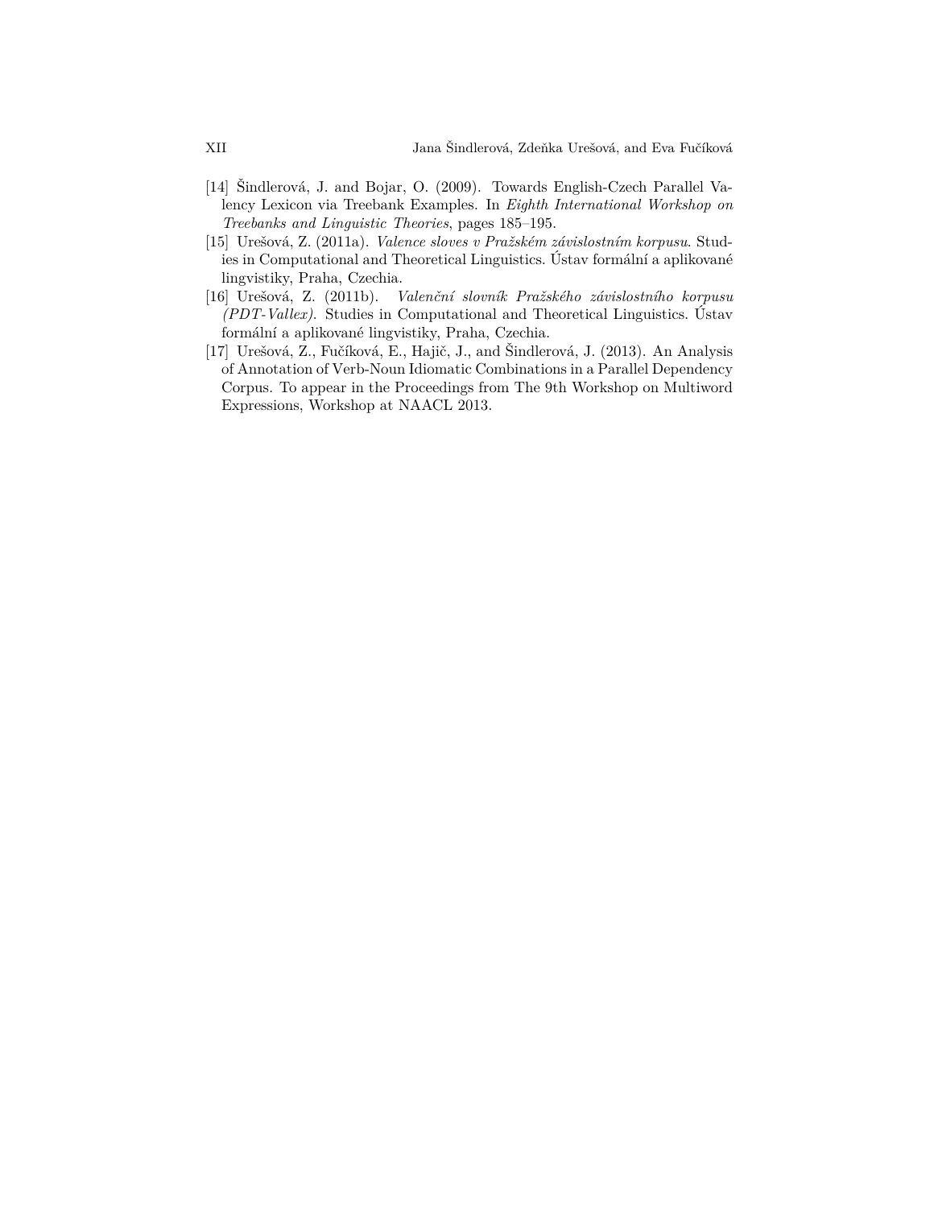[14] Šindlerová, J. and Bojar, O. (2009). Towards English-Czech Parallel Valency Lexicon via Treebank Examples. In *Eighth International Workshop on Treebanks and Linguistic Theories*, pages 185–195.

[15] Urešová, Z. (2011a). *Valence sloves v Pražském závislostním korpusu*. Studies in Computational and Theoretical Linguistics. Ústav formální a aplikované lingvistiky, Praha, Czechia.

[16] Urešová, Z. (2011b). *Valenční slovník Pražského závislostního korpusu (PDT-Vallex)*. Studies in Computational and Theoretical Linguistics. Ústav formální a aplikované lingvistiky, Praha, Czechia.

[17] Urešová, Z., Fučíková, E., Hajič, J., and Šindlerová, J. (2013). An Analysis of Annotation of Verb-Noun Idiomatic Combinations in a Parallel Dependency Corpus. To appear in the Proceedings from The 9th Workshop on Multiword Expressions, Workshop at NAACL 2013.